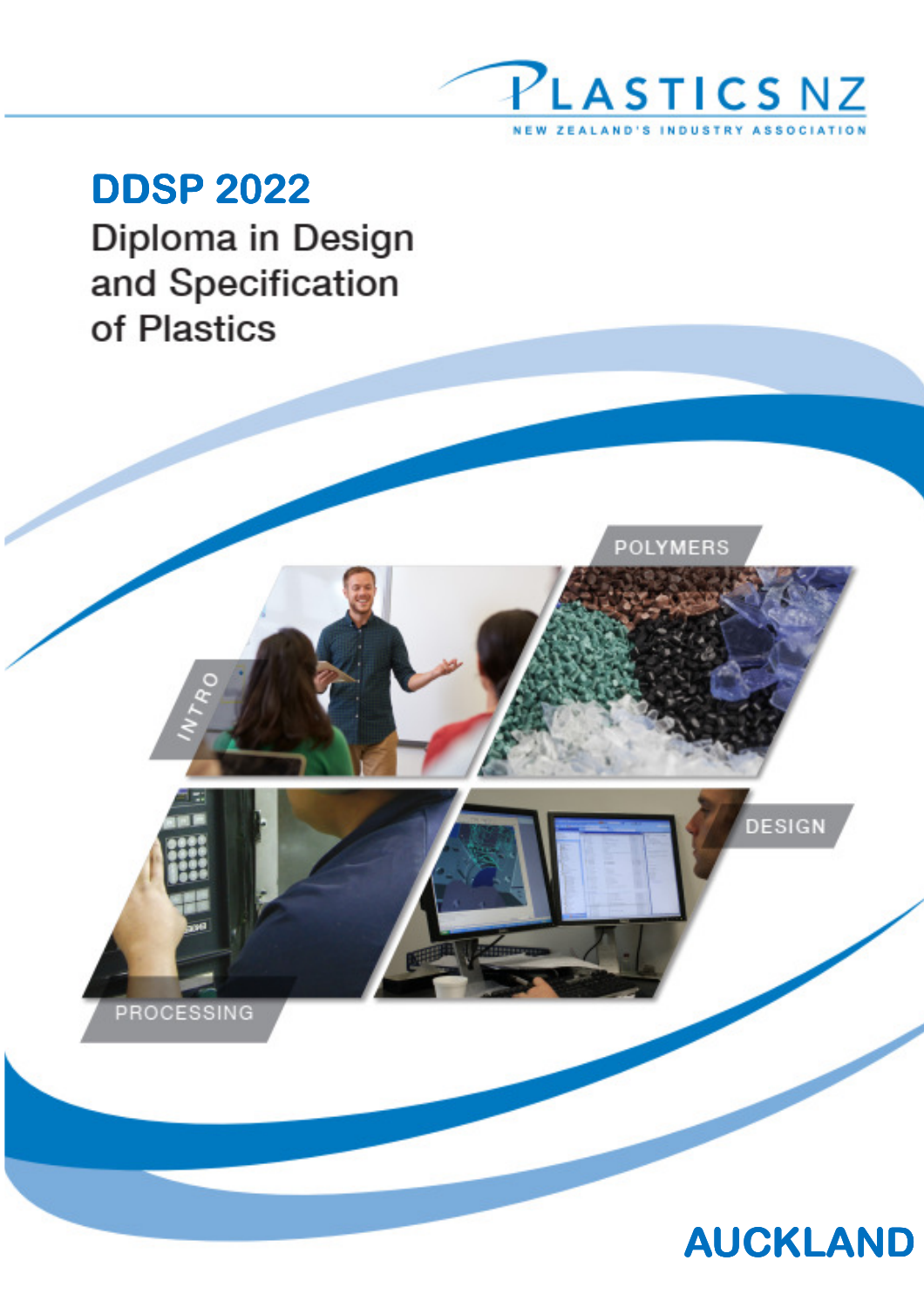PLASTICS NZ

NEW ZEALAND'S INDUSTRY ASSOCIATION

# DDSP 2022

## Diploma in Design and Specification of Plastics

INTRO

POLYMERS

PROCESSING

DESIGN

AUCKLAND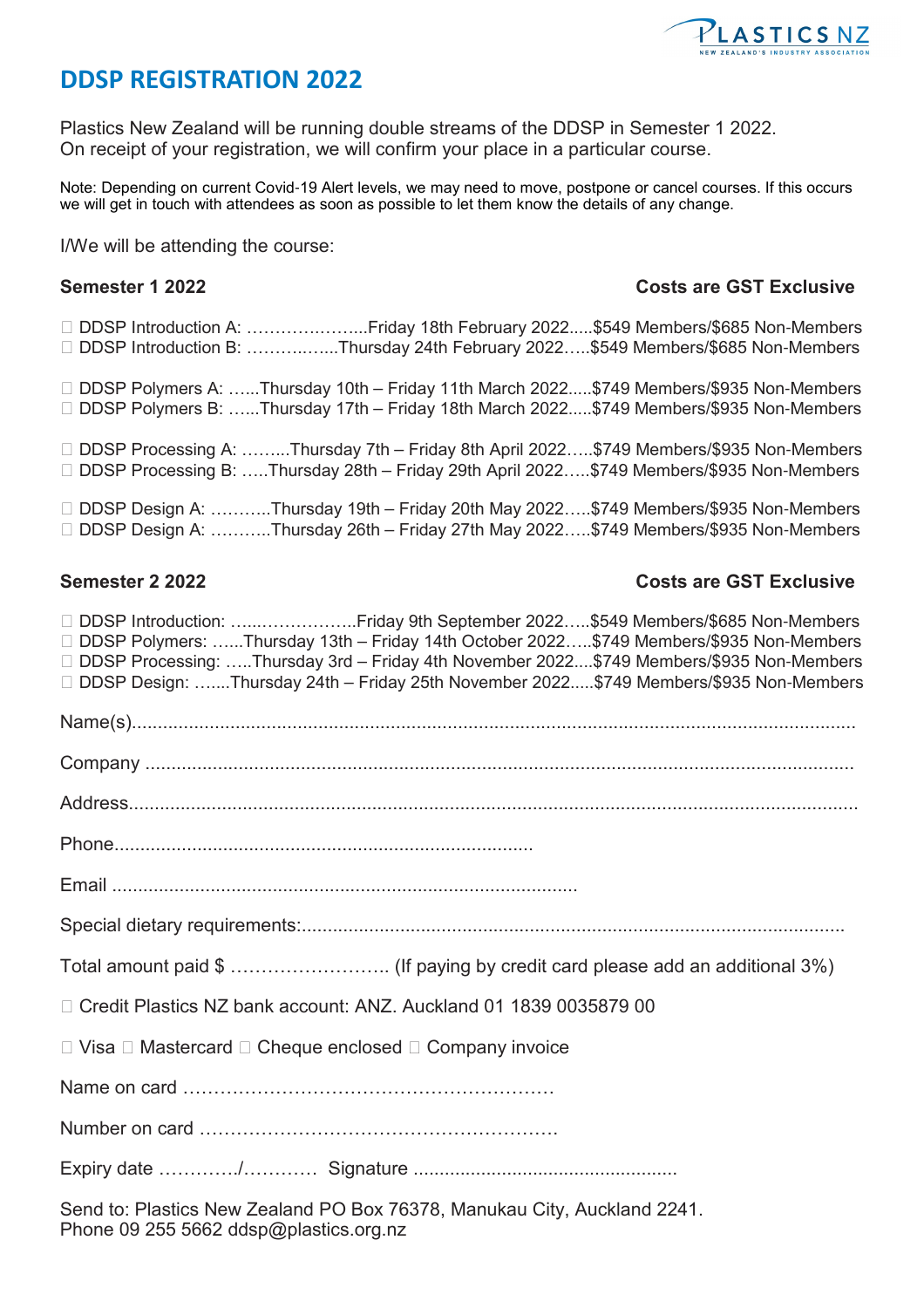PLASTICS NZ
NEW ZEALAND'S INDUSTRY ASSOCIATION

# DDSP REGISTRATION 2022

Plastics New Zealand will be running double streams of the DDSP in Semester 1 2022.
On receipt of your registration, we will confirm your place in a particular course.

Note: Depending on current Covid-19 Alert levels, we may need to move, postpone or cancel courses. If this occurs we will get in touch with attendees as soon as possible to let them know the details of any change.

I/We will be attending the course:

**Semester 1 2022** **Costs are GST Exclusive**

☐ DDSP Introduction A: ……………..…....Friday 18th February 2022.....$549 Members/$685 Non-Members
☐ DDSP Introduction B: ……….…....Thursday 24th February 2022…..$549 Members/$685 Non-Members

☐ DDSP Polymers A: …...Thursday 10th – Friday 11th March 2022.....$749 Members/$935 Non-Members
☐ DDSP Polymers B: …...Thursday 17th – Friday 18th March 2022.....$749 Members/$935 Non-Members

☐ DDSP Processing A: ……...Thursday 7th – Friday 8th April 2022…..$749 Members/$935 Non-Members
☐ DDSP Processing B: …..Thursday 28th – Friday 29th April 2022…..$749 Members/$935 Non-Members

☐ DDSP Design A: ………..Thursday 19th – Friday 20th May 2022…..$749 Members/$935 Non-Members
☐ DDSP Design A: ………..Thursday 26th – Friday 27th May 2022…..$749 Members/$935 Non-Members

**Semester 2 2022** **Costs are GST Exclusive**

☐ DDSP Introduction: …...……………..Friday 9th September 2022…..$549 Members/$685 Non-Members
☐ DDSP Polymers: …...Thursday 13th – Friday 14th October 2022…..$749 Members/$935 Non-Members
☐ DDSP Processing: …..Thursday 3rd – Friday 4th November 2022....$749 Members/$935 Non-Members
☐ DDSP Design: …....Thursday 24th – Friday 25th November 2022.....$749 Members/$935 Non-Members

Name(s)..........................................................................................................................................

Company ........................................................................................................................................

Address...........................................................................................................................................

Phone................................................................................

Email ........................................................................................

Special dietary requirements:........................................................................................................

Total amount paid $ …………………….. (If paying by credit card please add an additional 3%)

☐ Credit Plastics NZ bank account: ANZ. Auckland 01 1839 0035879 00

☐ Visa ☐ Mastercard ☐ Cheque enclosed ☐ Company invoice

Name on card ……………………………………………………

Number on card …………………………………………………

Expiry date …………/………… Signature ..................................................

Send to: Plastics New Zealand PO Box 76378, Manukau City, Auckland 2241.
Phone 09 255 5662 ddsp@plastics.org.nz